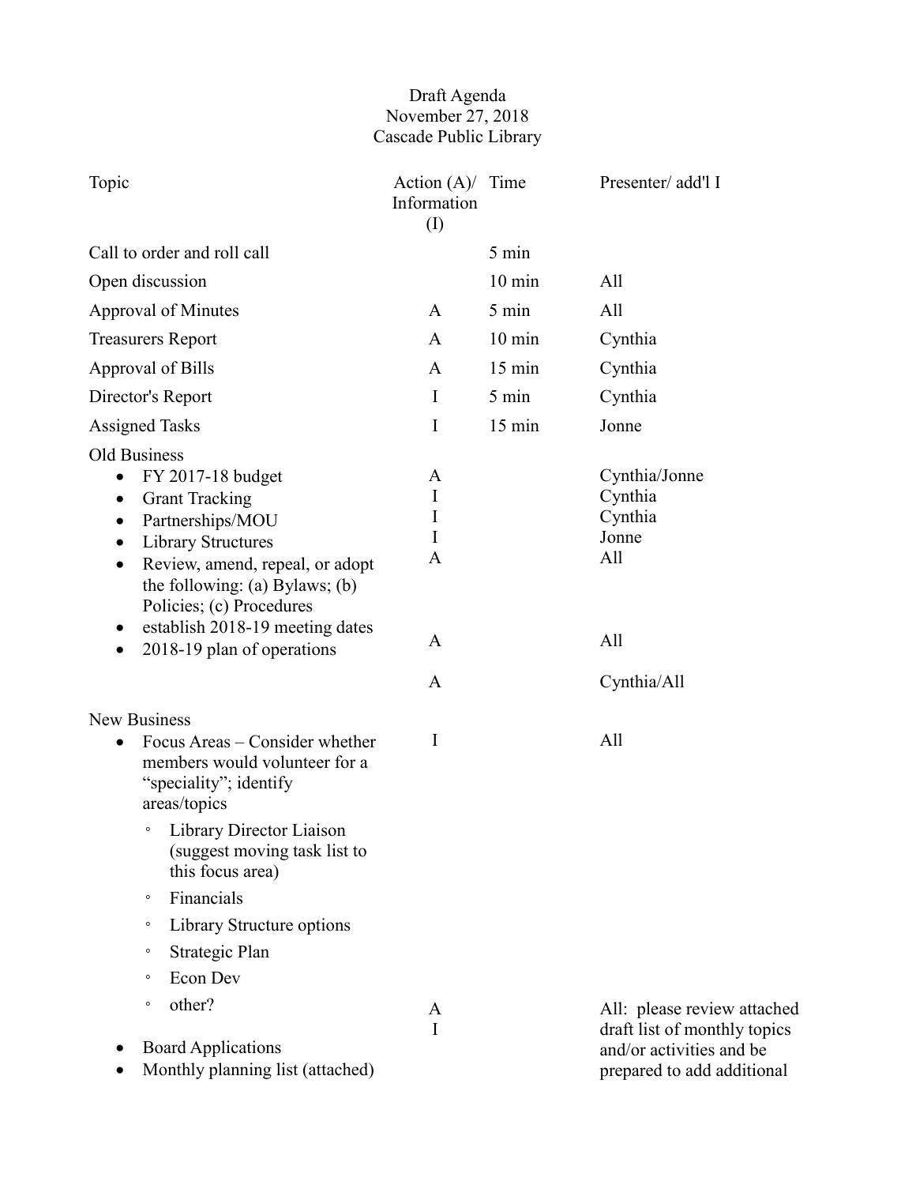Draft Agenda
November 27, 2018
Cascade Public Library

| Topic | Action (A)/ Information (I) | Time | Presenter/ add'l I |
|---|---|---|---|
| Call to order and roll call | | 5 min | |
| Open discussion | | 10 min | All |
| Approval of Minutes | A | 5 min | All |
| Treasurers Report | A | 10 min | Cynthia |
| Approval of Bills | A | 15 min | Cynthia |
| Director's Report | I | 5 min | Cynthia |
| Assigned Tasks | I | 15 min | Jonne |
| **Old Business** | | | |
| • FY 2017-18 budget | A | | Cynthia/Jonne |
| • Grant Tracking | I | | Cynthia |
| • Partnerships/MOU | I | | Cynthia |
| • Library Structures | I | | Jonne |
| • Review, amend, repeal, or adopt the following: (a) Bylaws; (b) Policies; (c) Procedures | A | | All |
| • establish 2018-19 meeting dates | A | | All |
| • 2018-19 plan of operations | A | | Cynthia/All |
| **New Business** | | | |
| • Focus Areas – Consider whether members would volunteer for a "speciality"; identify areas/topics<br>◦ Library Director Liaison (suggest moving task list to this focus area)<br>◦ Financials<br>◦ Library Structure options<br>◦ Strategic Plan<br>◦ Econ Dev<br>◦ other? | I | | All |
| • Board Applications | A | | |
| • Monthly planning list (attached) | I | | All: please review attached draft list of monthly topics and/or activities and be prepared to add additional |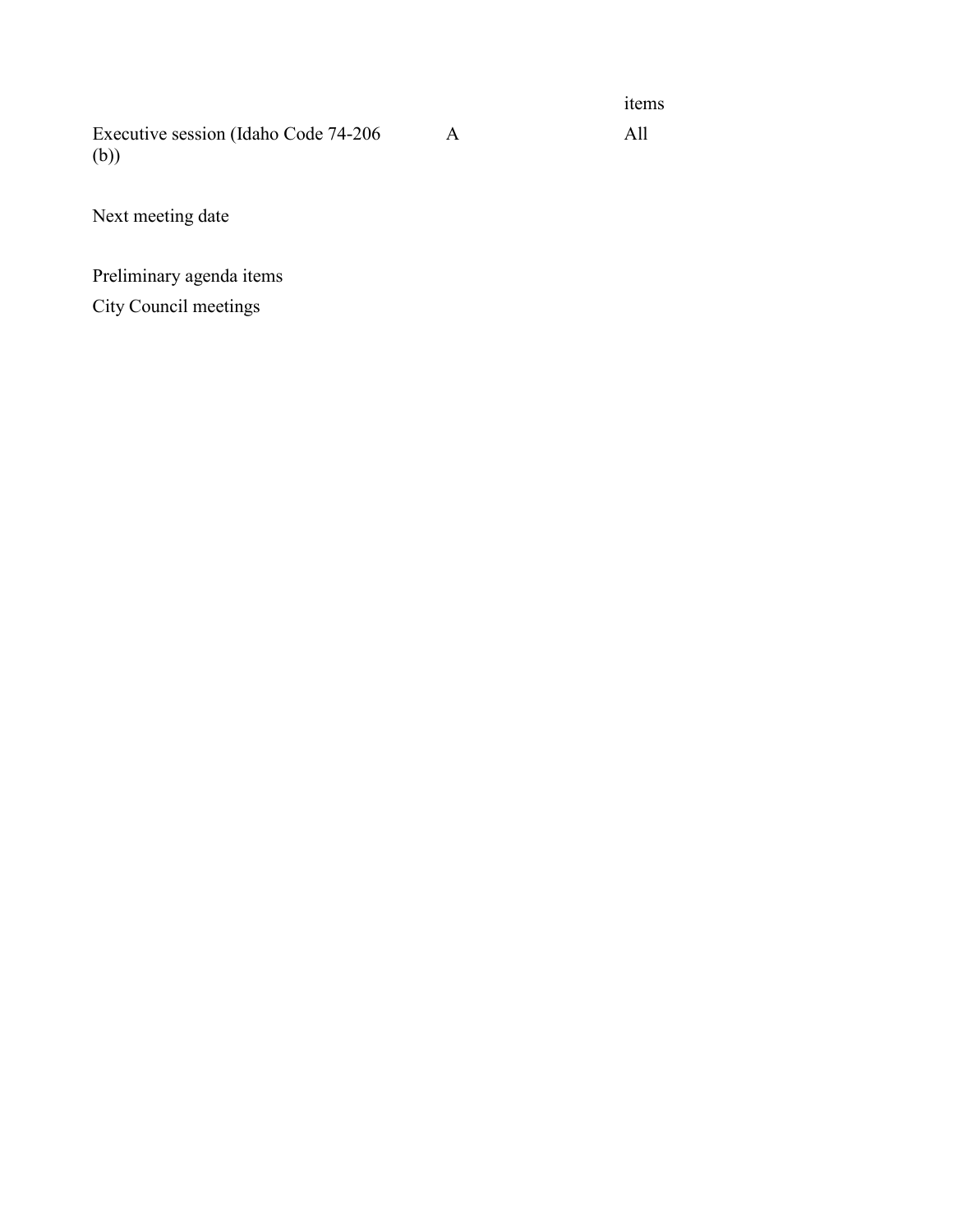| | | |
|---|---|---|
| | | items |
| Executive session (Idaho Code 74-206 (b)) | A | All |

Next meeting date

Preliminary agenda items

City Council meetings